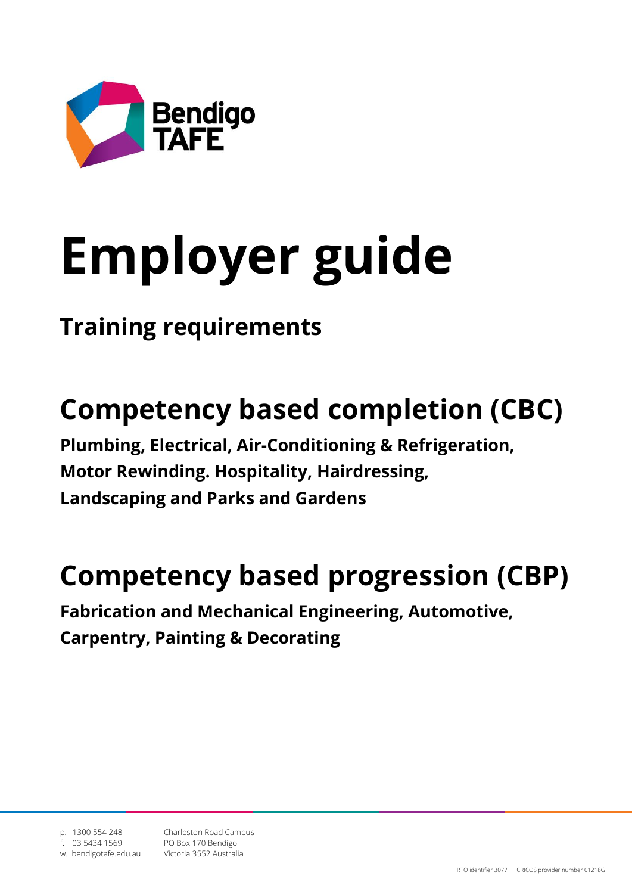Bendigo TAFE

# Employer guide

## Training requirements

# Competency based completion (CBC)

**Plumbing, Electrical, Air-Conditioning & Refrigeration, Motor Rewinding. Hospitality, Hairdressing, Landscaping and Parks and Gardens**

# Competency based progression (CBP)

**Fabrication and Mechanical Engineering, Automotive, Carpentry, Painting & Decorating**

p. 1300 554 248
f. 03 5434 1569
w. bendigotafe.edu.au

Charleston Road Campus
PO Box 170 Bendigo
Victoria 3552 Australia

RTO identifier 3077 | CRICOS provider number 01218G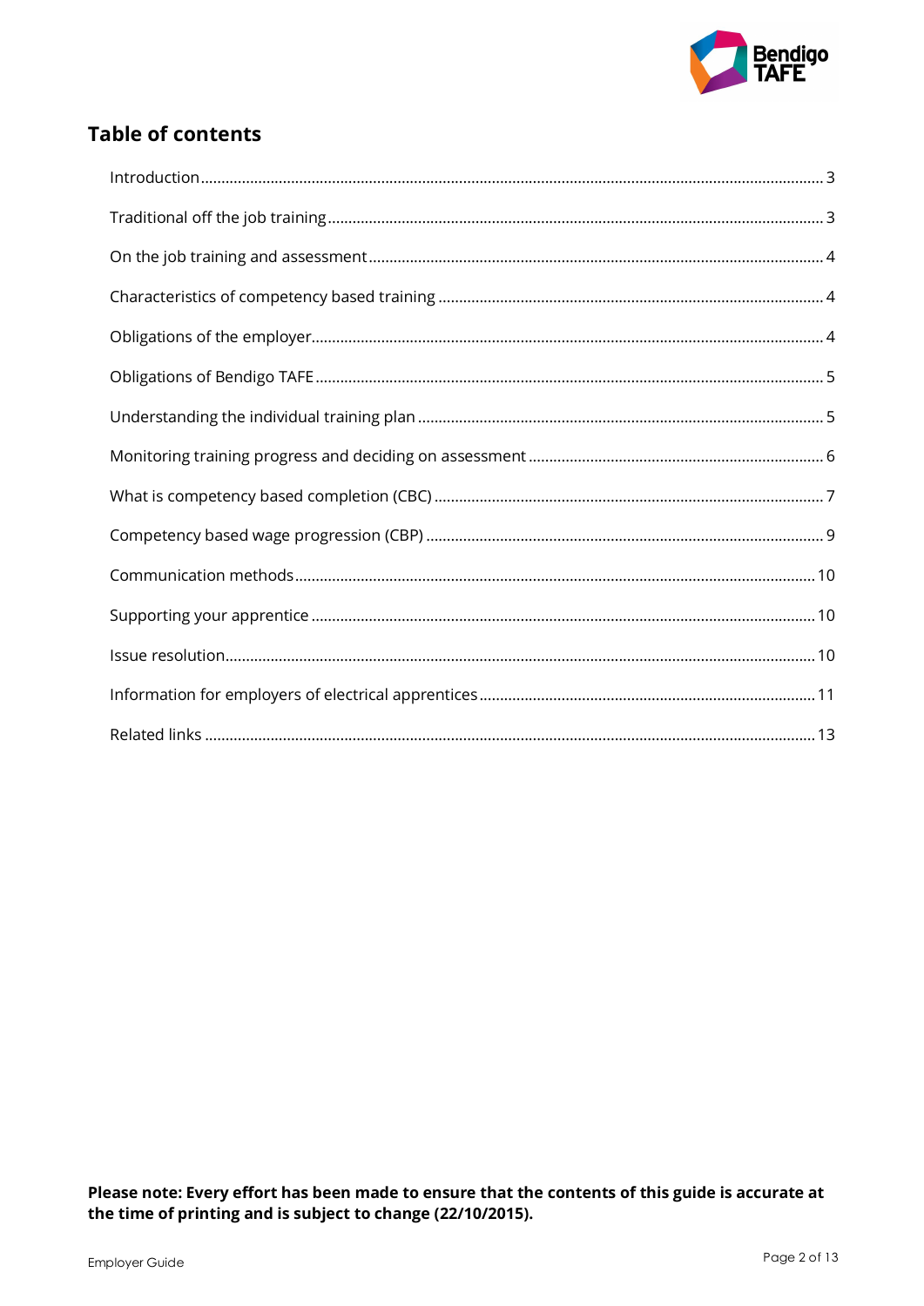## Table of contents

Introduction ..... 3

Traditional off the job training ..... 3

On the job training and assessment ..... 4

Characteristics of competency based training ..... 4

Obligations of the employer ..... 4

Obligations of Bendigo TAFE ..... 5

Understanding the individual training plan ..... 5

Monitoring training progress and deciding on assessment ..... 6

What is competency based completion (CBC) ..... 7

Competency based wage progression (CBP) ..... 9

Communication methods ..... 10

Supporting your apprentice ..... 10

Issue resolution ..... 10

Information for employers of electrical apprentices ..... 11

Related links ..... 13

**Please note: Every effort has been made to ensure that the contents of this guide is accurate at the time of printing and is subject to change (22/10/2015).**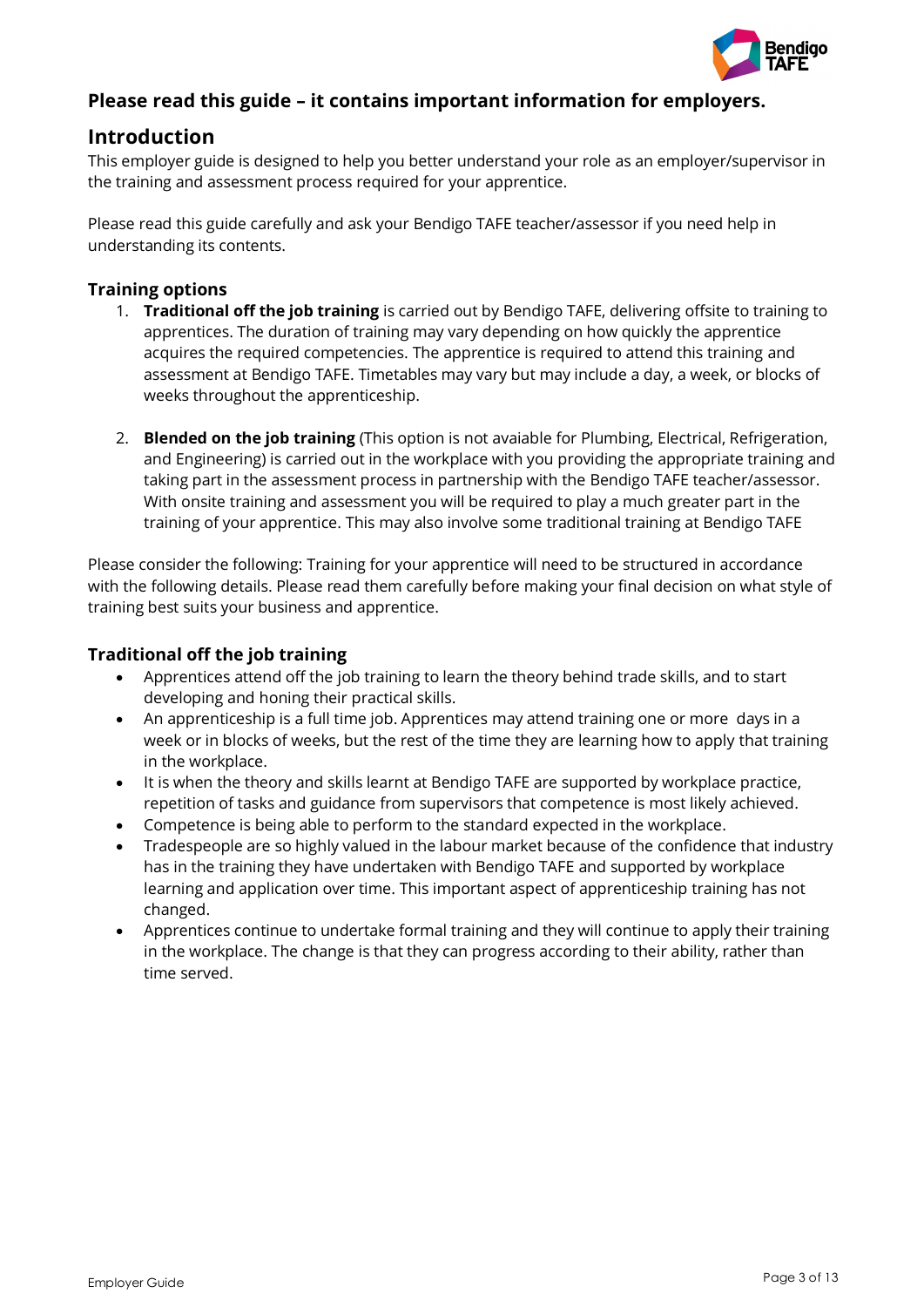**Please read this guide – it contains important information for employers.**

## Introduction

This employer guide is designed to help you better understand your role as an employer/supervisor in the training and assessment process required for your apprentice.

Please read this guide carefully and ask your Bendigo TAFE teacher/assessor if you need help in understanding its contents.

### Training options

1. **Traditional off the job training** is carried out by Bendigo TAFE, delivering offsite to training to apprentices. The duration of training may vary depending on how quickly the apprentice acquires the required competencies. The apprentice is required to attend this training and assessment at Bendigo TAFE. Timetables may vary but may include a day, a week, or blocks of weeks throughout the apprenticeship.

2. **Blended on the job training** (This option is not avaiable for Plumbing, Electrical, Refrigeration, and Engineering) is carried out in the workplace with you providing the appropriate training and taking part in the assessment process in partnership with the Bendigo TAFE teacher/assessor. With onsite training and assessment you will be required to play a much greater part in the training of your apprentice. This may also involve some traditional training at Bendigo TAFE

Please consider the following: Training for your apprentice will need to be structured in accordance with the following details. Please read them carefully before making your final decision on what style of training best suits your business and apprentice.

### Traditional off the job training

- Apprentices attend off the job training to learn the theory behind trade skills, and to start developing and honing their practical skills.
- An apprenticeship is a full time job. Apprentices may attend training one or more days in a week or in blocks of weeks, but the rest of the time they are learning how to apply that training in the workplace.
- It is when the theory and skills learnt at Bendigo TAFE are supported by workplace practice, repetition of tasks and guidance from supervisors that competence is most likely achieved.
- Competence is being able to perform to the standard expected in the workplace.
- Tradespeople are so highly valued in the labour market because of the confidence that industry has in the training they have undertaken with Bendigo TAFE and supported by workplace learning and application over time. This important aspect of apprenticeship training has not changed.
- Apprentices continue to undertake formal training and they will continue to apply their training in the workplace. The change is that they can progress according to their ability, rather than time served.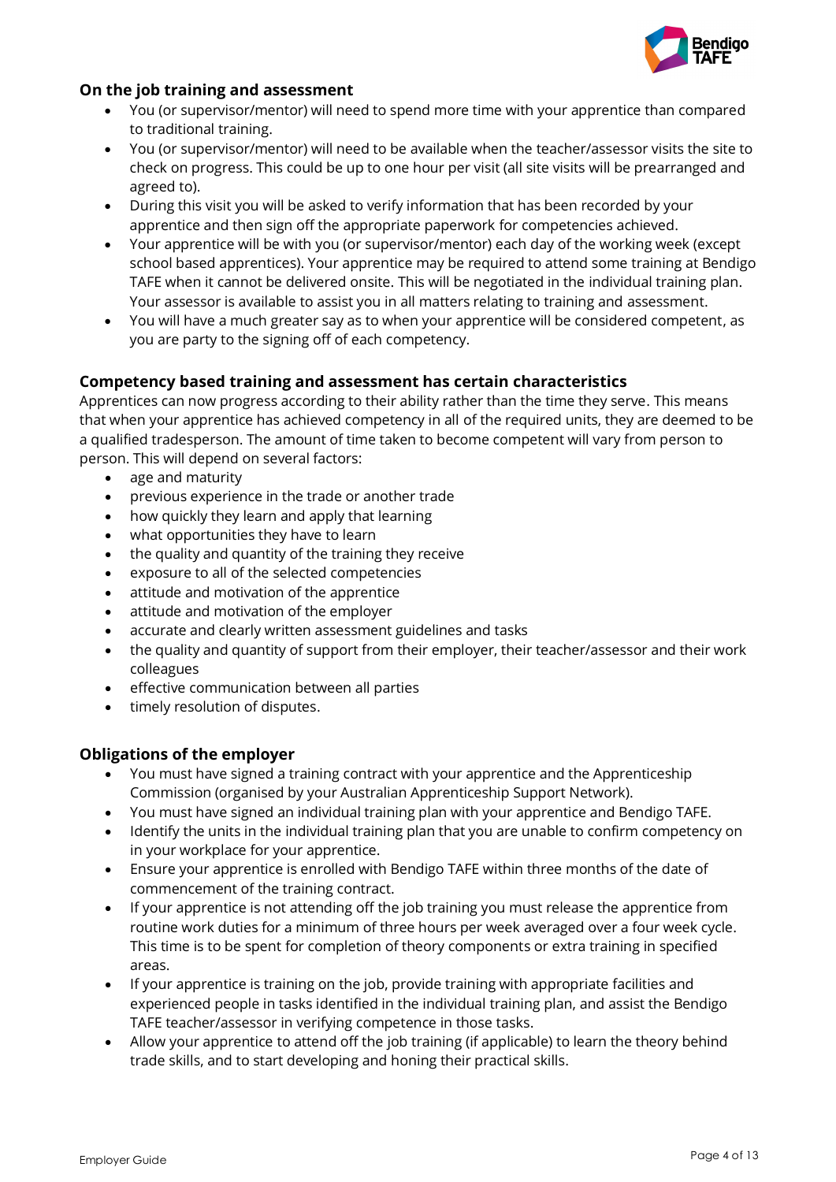### On the job training and assessment

- You (or supervisor/mentor) will need to spend more time with your apprentice than compared to traditional training.
- You (or supervisor/mentor) will need to be available when the teacher/assessor visits the site to check on progress. This could be up to one hour per visit (all site visits will be prearranged and agreed to).
- During this visit you will be asked to verify information that has been recorded by your apprentice and then sign off the appropriate paperwork for competencies achieved.
- Your apprentice will be with you (or supervisor/mentor) each day of the working week (except school based apprentices). Your apprentice may be required to attend some training at Bendigo TAFE when it cannot be delivered onsite. This will be negotiated in the individual training plan. Your assessor is available to assist you in all matters relating to training and assessment.
- You will have a much greater say as to when your apprentice will be considered competent, as you are party to the signing off of each competency.

### Competency based training and assessment has certain characteristics

Apprentices can now progress according to their ability rather than the time they serve. This means that when your apprentice has achieved competency in all of the required units, they are deemed to be a qualified tradesperson. The amount of time taken to become competent will vary from person to person. This will depend on several factors:

- age and maturity
- previous experience in the trade or another trade
- how quickly they learn and apply that learning
- what opportunities they have to learn
- the quality and quantity of the training they receive
- exposure to all of the selected competencies
- attitude and motivation of the apprentice
- attitude and motivation of the employer
- accurate and clearly written assessment guidelines and tasks
- the quality and quantity of support from their employer, their teacher/assessor and their work colleagues
- effective communication between all parties
- timely resolution of disputes.

### Obligations of the employer

- You must have signed a training contract with your apprentice and the Apprenticeship Commission (organised by your Australian Apprenticeship Support Network).
- You must have signed an individual training plan with your apprentice and Bendigo TAFE.
- Identify the units in the individual training plan that you are unable to confirm competency on in your workplace for your apprentice.
- Ensure your apprentice is enrolled with Bendigo TAFE within three months of the date of commencement of the training contract.
- If your apprentice is not attending off the job training you must release the apprentice from routine work duties for a minimum of three hours per week averaged over a four week cycle. This time is to be spent for completion of theory components or extra training in specified areas.
- If your apprentice is training on the job, provide training with appropriate facilities and experienced people in tasks identified in the individual training plan, and assist the Bendigo TAFE teacher/assessor in verifying competence in those tasks.
- Allow your apprentice to attend off the job training (if applicable) to learn the theory behind trade skills, and to start developing and honing their practical skills.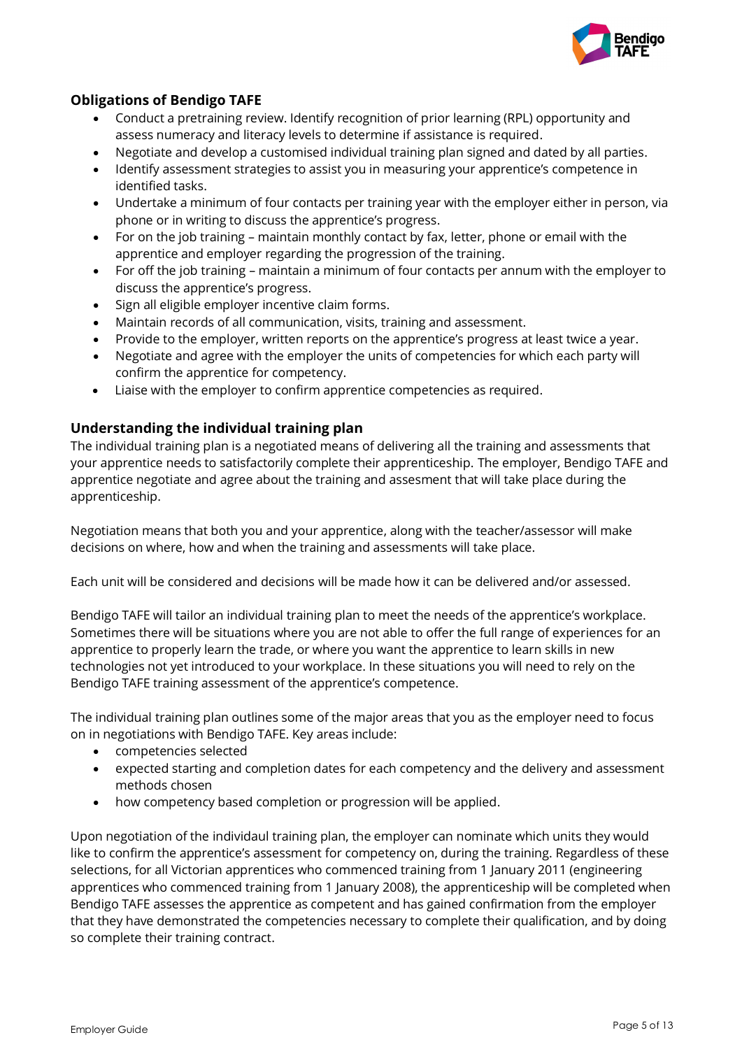## Obligations of Bendigo TAFE

- Conduct a pretraining review. Identify recognition of prior learning (RPL) opportunity and assess numeracy and literacy levels to determine if assistance is required.
- Negotiate and develop a customised individual training plan signed and dated by all parties.
- Identify assessment strategies to assist you in measuring your apprentice's competence in identified tasks.
- Undertake a minimum of four contacts per training year with the employer either in person, via phone or in writing to discuss the apprentice's progress.
- For on the job training – maintain monthly contact by fax, letter, phone or email with the apprentice and employer regarding the progression of the training.
- For off the job training – maintain a minimum of four contacts per annum with the employer to discuss the apprentice's progress.
- Sign all eligible employer incentive claim forms.
- Maintain records of all communication, visits, training and assessment.
- Provide to the employer, written reports on the apprentice's progress at least twice a year.
- Negotiate and agree with the employer the units of competencies for which each party will confirm the apprentice for competency.
- Liaise with the employer to confirm apprentice competencies as required.

## Understanding the individual training plan

The individual training plan is a negotiated means of delivering all the training and assessments that your apprentice needs to satisfactorily complete their apprenticeship. The employer, Bendigo TAFE and apprentice negotiate and agree about the training and assesment that will take place during the apprenticeship.

Negotiation means that both you and your apprentice, along with the teacher/assessor will make decisions on where, how and when the training and assessments will take place.

Each unit will be considered and decisions will be made how it can be delivered and/or assessed.

Bendigo TAFE will tailor an individual training plan to meet the needs of the apprentice's workplace. Sometimes there will be situations where you are not able to offer the full range of experiences for an apprentice to properly learn the trade, or where you want the apprentice to learn skills in new technologies not yet introduced to your workplace. In these situations you will need to rely on the Bendigo TAFE training assessment of the apprentice's competence.

The individual training plan outlines some of the major areas that you as the employer need to focus on in negotiations with Bendigo TAFE. Key areas include:

- competencies selected
- expected starting and completion dates for each competency and the delivery and assessment methods chosen
- how competency based completion or progression will be applied.

Upon negotiation of the individaul training plan, the employer can nominate which units they would like to confirm the apprentice's assessment for competency on, during the training. Regardless of these selections, for all Victorian apprentices who commenced training from 1 January 2011 (engineering apprentices who commenced training from 1 January 2008), the apprenticeship will be completed when Bendigo TAFE assesses the apprentice as competent and has gained confirmation from the employer that they have demonstrated the competencies necessary to complete their qualification, and by doing so complete their training contract.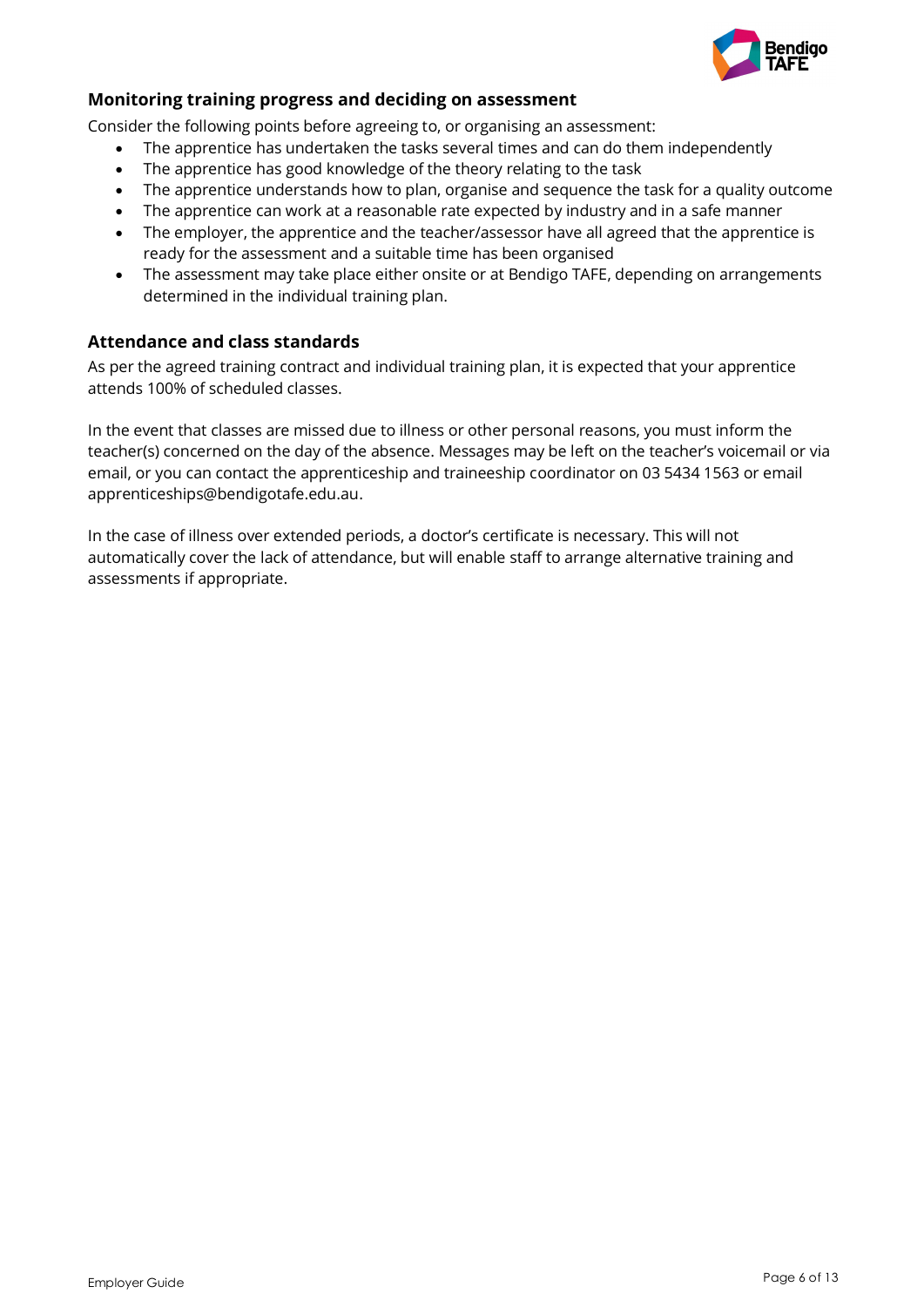## Monitoring training progress and deciding on assessment

Consider the following points before agreeing to, or organising an assessment:

- The apprentice has undertaken the tasks several times and can do them independently
- The apprentice has good knowledge of the theory relating to the task
- The apprentice understands how to plan, organise and sequence the task for a quality outcome
- The apprentice can work at a reasonable rate expected by industry and in a safe manner
- The employer, the apprentice and the teacher/assessor have all agreed that the apprentice is ready for the assessment and a suitable time has been organised
- The assessment may take place either onsite or at Bendigo TAFE, depending on arrangements determined in the individual training plan.

## Attendance and class standards

As per the agreed training contract and individual training plan, it is expected that your apprentice attends 100% of scheduled classes.

In the event that classes are missed due to illness or other personal reasons, you must inform the teacher(s) concerned on the day of the absence. Messages may be left on the teacher's voicemail or via email, or you can contact the apprenticeship and traineeship coordinator on 03 5434 1563 or email apprenticeships@bendigotafe.edu.au.

In the case of illness over extended periods, a doctor's certificate is necessary. This will not automatically cover the lack of attendance, but will enable staff to arrange alternative training and assessments if appropriate.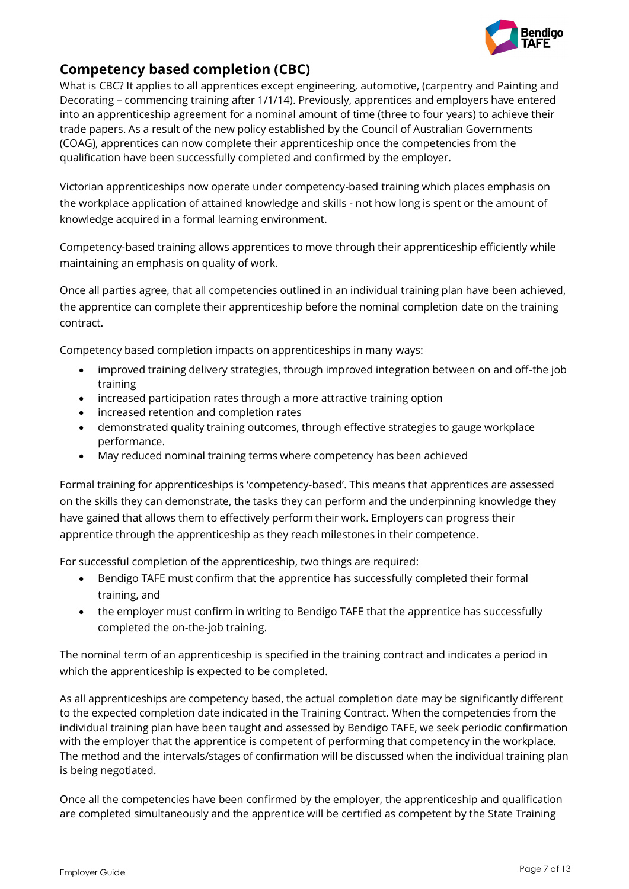## Competency based completion (CBC)

What is CBC? It applies to all apprentices except engineering, automotive, (carpentry and Painting and Decorating – commencing training after 1/1/14). Previously, apprentices and employers have entered into an apprenticeship agreement for a nominal amount of time (three to four years) to achieve their trade papers. As a result of the new policy established by the Council of Australian Governments (COAG), apprentices can now complete their apprenticeship once the competencies from the qualification have been successfully completed and confirmed by the employer.

Victorian apprenticeships now operate under competency-based training which places emphasis on the workplace application of attained knowledge and skills - not how long is spent or the amount of knowledge acquired in a formal learning environment.

Competency-based training allows apprentices to move through their apprenticeship efficiently while maintaining an emphasis on quality of work.

Once all parties agree, that all competencies outlined in an individual training plan have been achieved, the apprentice can complete their apprenticeship before the nominal completion date on the training contract.

Competency based completion impacts on apprenticeships in many ways:

- improved training delivery strategies, through improved integration between on and off-the job training
- increased participation rates through a more attractive training option
- increased retention and completion rates
- demonstrated quality training outcomes, through effective strategies to gauge workplace performance.
- May reduced nominal training terms where competency has been achieved

Formal training for apprenticeships is 'competency-based'. This means that apprentices are assessed on the skills they can demonstrate, the tasks they can perform and the underpinning knowledge they have gained that allows them to effectively perform their work. Employers can progress their apprentice through the apprenticeship as they reach milestones in their competence.

For successful completion of the apprenticeship, two things are required:

- Bendigo TAFE must confirm that the apprentice has successfully completed their formal training, and
- the employer must confirm in writing to Bendigo TAFE that the apprentice has successfully completed the on-the-job training.

The nominal term of an apprenticeship is specified in the training contract and indicates a period in which the apprenticeship is expected to be completed.

As all apprenticeships are competency based, the actual completion date may be significantly different to the expected completion date indicated in the Training Contract. When the competencies from the individual training plan have been taught and assessed by Bendigo TAFE, we seek periodic confirmation with the employer that the apprentice is competent of performing that competency in the workplace. The method and the intervals/stages of confirmation will be discussed when the individual training plan is being negotiated.

Once all the competencies have been confirmed by the employer, the apprenticeship and qualification are completed simultaneously and the apprentice will be certified as competent by the State Training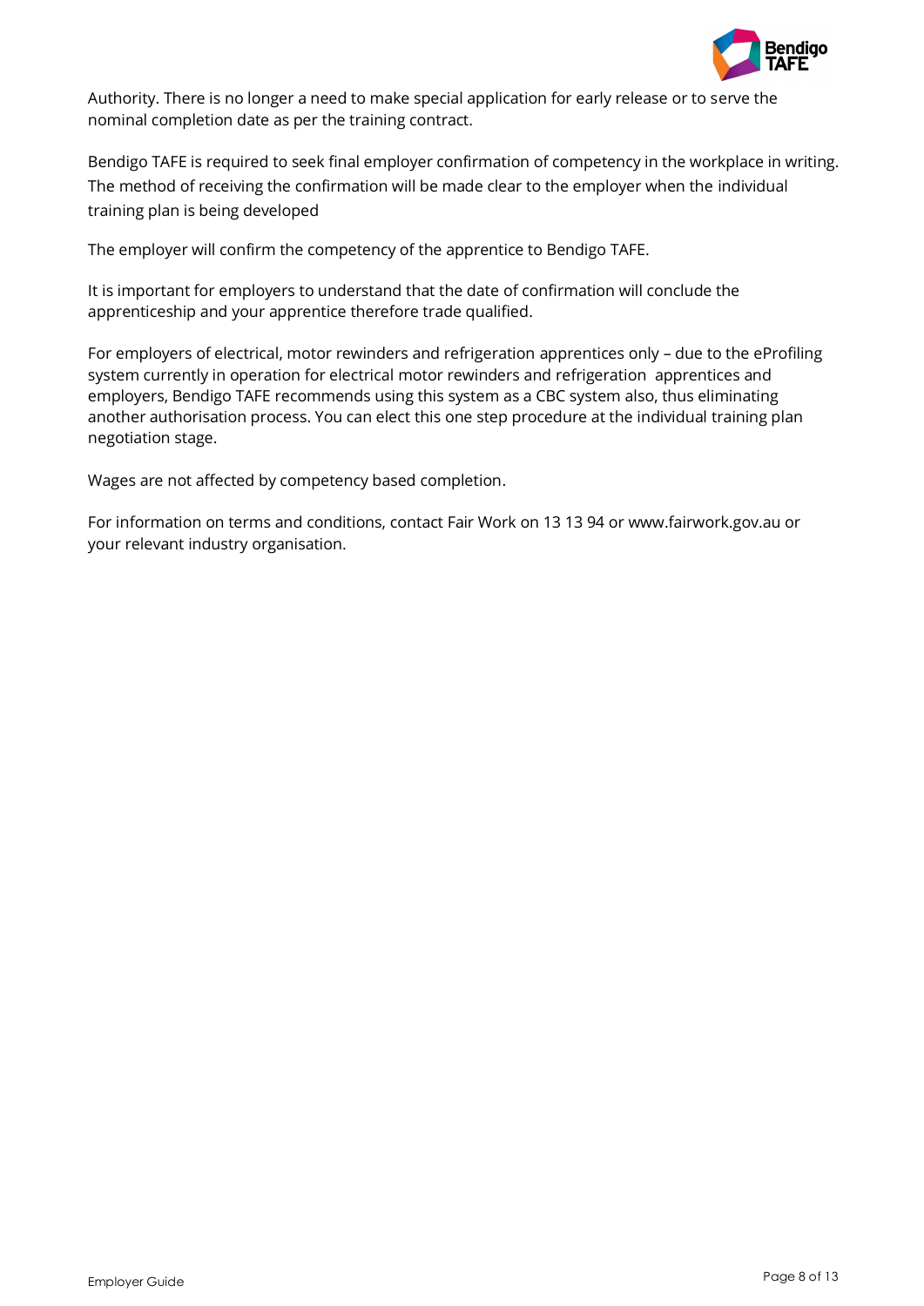Authority. There is no longer a need to make special application for early release or to serve the nominal completion date as per the training contract.

Bendigo TAFE is required to seek final employer confirmation of competency in the workplace in writing. The method of receiving the confirmation will be made clear to the employer when the individual training plan is being developed

The employer will confirm the competency of the apprentice to Bendigo TAFE.

It is important for employers to understand that the date of confirmation will conclude the apprenticeship and your apprentice therefore trade qualified.

For employers of electrical, motor rewinders and refrigeration apprentices only – due to the eProfiling system currently in operation for electrical motor rewinders and refrigeration apprentices and employers, Bendigo TAFE recommends using this system as a CBC system also, thus eliminating another authorisation process. You can elect this one step procedure at the individual training plan negotiation stage.

Wages are not affected by competency based completion.

For information on terms and conditions, contact Fair Work on 13 13 94 or www.fairwork.gov.au or your relevant industry organisation.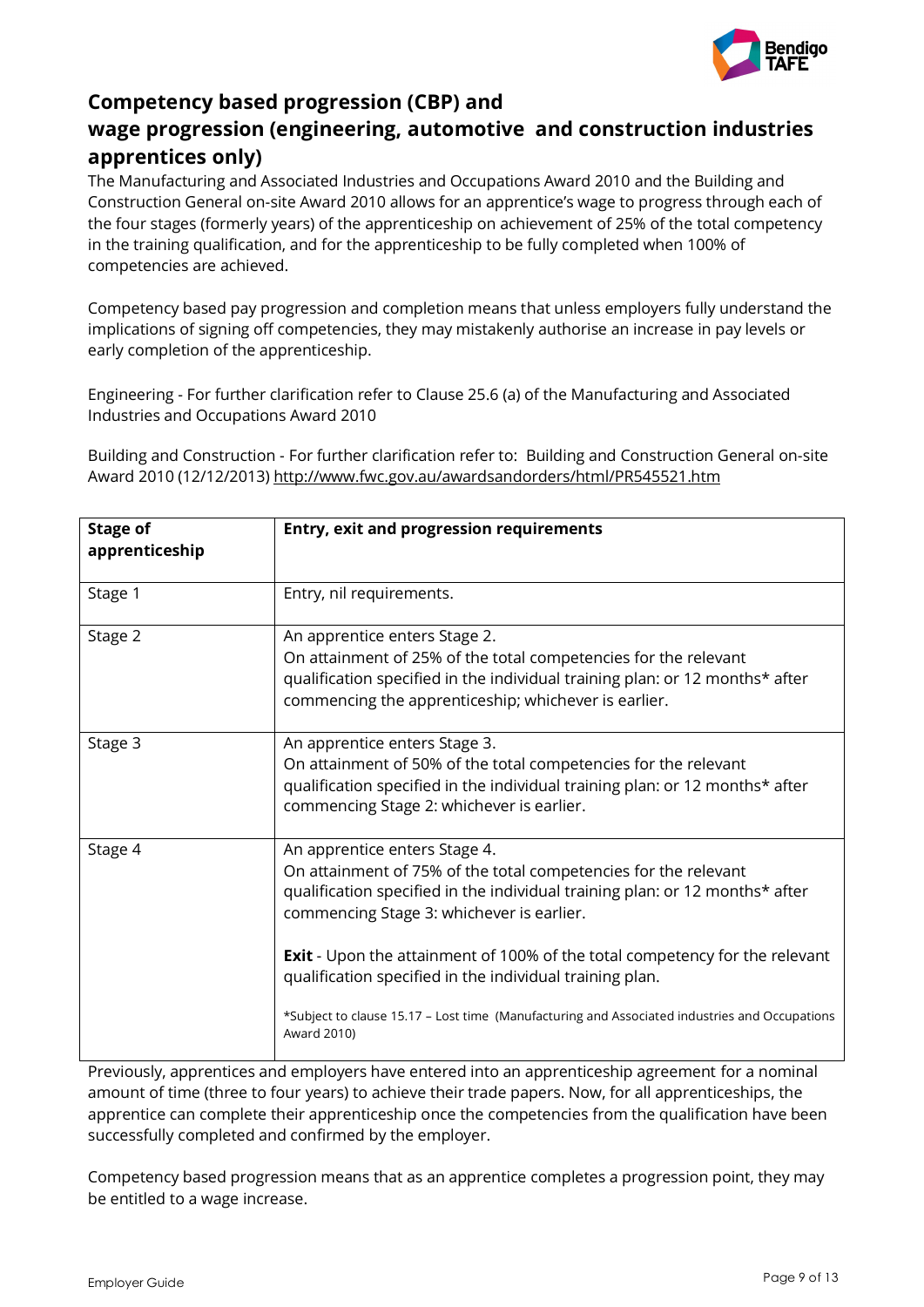## Competency based progression (CBP) and wage progression (engineering, automotive and construction industries apprentices only)

The Manufacturing and Associated Industries and Occupations Award 2010 and the Building and Construction General on-site Award 2010 allows for an apprentice's wage to progress through each of the four stages (formerly years) of the apprenticeship on achievement of 25% of the total competency in the training qualification, and for the apprenticeship to be fully completed when 100% of competencies are achieved.

Competency based pay progression and completion means that unless employers fully understand the implications of signing off competencies, they may mistakenly authorise an increase in pay levels or early completion of the apprenticeship.

Engineering - For further clarification refer to Clause 25.6 (a) of the Manufacturing and Associated Industries and Occupations Award 2010

Building and Construction - For further clarification refer to: Building and Construction General on-site Award 2010 (12/12/2013) http://www.fwc.gov.au/awardsandorders/html/PR545521.htm

| Stage of apprenticeship | Entry, exit and progression requirements |
|---|---|
| Stage 1 | Entry, nil requirements. |
| Stage 2 | An apprentice enters Stage 2.<br>On attainment of 25% of the total competencies for the relevant qualification specified in the individual training plan: or 12 months* after commencing the apprenticeship; whichever is earlier. |
| Stage 3 | An apprentice enters Stage 3.<br>On attainment of 50% of the total competencies for the relevant qualification specified in the individual training plan: or 12 months* after commencing Stage 2: whichever is earlier. |
| Stage 4 | An apprentice enters Stage 4.<br>On attainment of 75% of the total competencies for the relevant qualification specified in the individual training plan: or 12 months* after commencing Stage 3: whichever is earlier.<br><br>**Exit** - Upon the attainment of 100% of the total competency for the relevant qualification specified in the individual training plan.<br><br>*Subject to clause 15.17 – Lost time (Manufacturing and Associated industries and Occupations Award 2010) |

Previously, apprentices and employers have entered into an apprenticeship agreement for a nominal amount of time (three to four years) to achieve their trade papers. Now, for all apprenticeships, the apprentice can complete their apprenticeship once the competencies from the qualification have been successfully completed and confirmed by the employer.

Competency based progression means that as an apprentice completes a progression point, they may be entitled to a wage increase.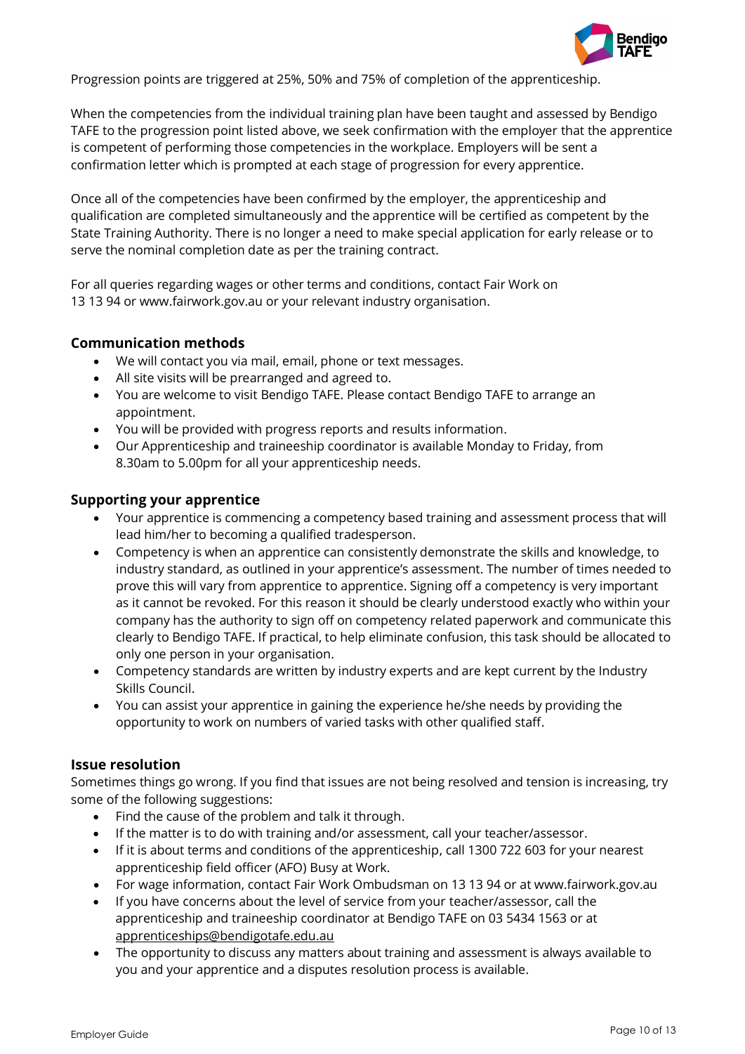Progression points are triggered at 25%, 50% and 75% of completion of the apprenticeship.

When the competencies from the individual training plan have been taught and assessed by Bendigo TAFE to the progression point listed above, we seek confirmation with the employer that the apprentice is competent of performing those competencies in the workplace. Employers will be sent a confirmation letter which is prompted at each stage of progression for every apprentice.

Once all of the competencies have been confirmed by the employer, the apprenticeship and qualification are completed simultaneously and the apprentice will be certified as competent by the State Training Authority. There is no longer a need to make special application for early release or to serve the nominal completion date as per the training contract.

For all queries regarding wages or other terms and conditions, contact Fair Work on 13 13 94 or www.fairwork.gov.au or your relevant industry organisation.

### Communication methods

- We will contact you via mail, email, phone or text messages.
- All site visits will be prearranged and agreed to.
- You are welcome to visit Bendigo TAFE. Please contact Bendigo TAFE to arrange an appointment.
- You will be provided with progress reports and results information.
- Our Apprenticeship and traineeship coordinator is available Monday to Friday, from 8.30am to 5.00pm for all your apprenticeship needs.

### Supporting your apprentice

- Your apprentice is commencing a competency based training and assessment process that will lead him/her to becoming a qualified tradesperson.
- Competency is when an apprentice can consistently demonstrate the skills and knowledge, to industry standard, as outlined in your apprentice's assessment. The number of times needed to prove this will vary from apprentice to apprentice. Signing off a competency is very important as it cannot be revoked. For this reason it should be clearly understood exactly who within your company has the authority to sign off on competency related paperwork and communicate this clearly to Bendigo TAFE. If practical, to help eliminate confusion, this task should be allocated to only one person in your organisation.
- Competency standards are written by industry experts and are kept current by the Industry Skills Council.
- You can assist your apprentice in gaining the experience he/she needs by providing the opportunity to work on numbers of varied tasks with other qualified staff.

### Issue resolution

Sometimes things go wrong. If you find that issues are not being resolved and tension is increasing, try some of the following suggestions:

- Find the cause of the problem and talk it through.
- If the matter is to do with training and/or assessment, call your teacher/assessor.
- If it is about terms and conditions of the apprenticeship, call 1300 722 603 for your nearest apprenticeship field officer (AFO) Busy at Work.
- For wage information, contact Fair Work Ombudsman on 13 13 94 or at www.fairwork.gov.au
- If you have concerns about the level of service from your teacher/assessor, call the apprenticeship and traineeship coordinator at Bendigo TAFE on 03 5434 1563 or at apprenticeships@bendigotafe.edu.au
- The opportunity to discuss any matters about training and assessment is always available to you and your apprentice and a disputes resolution process is available.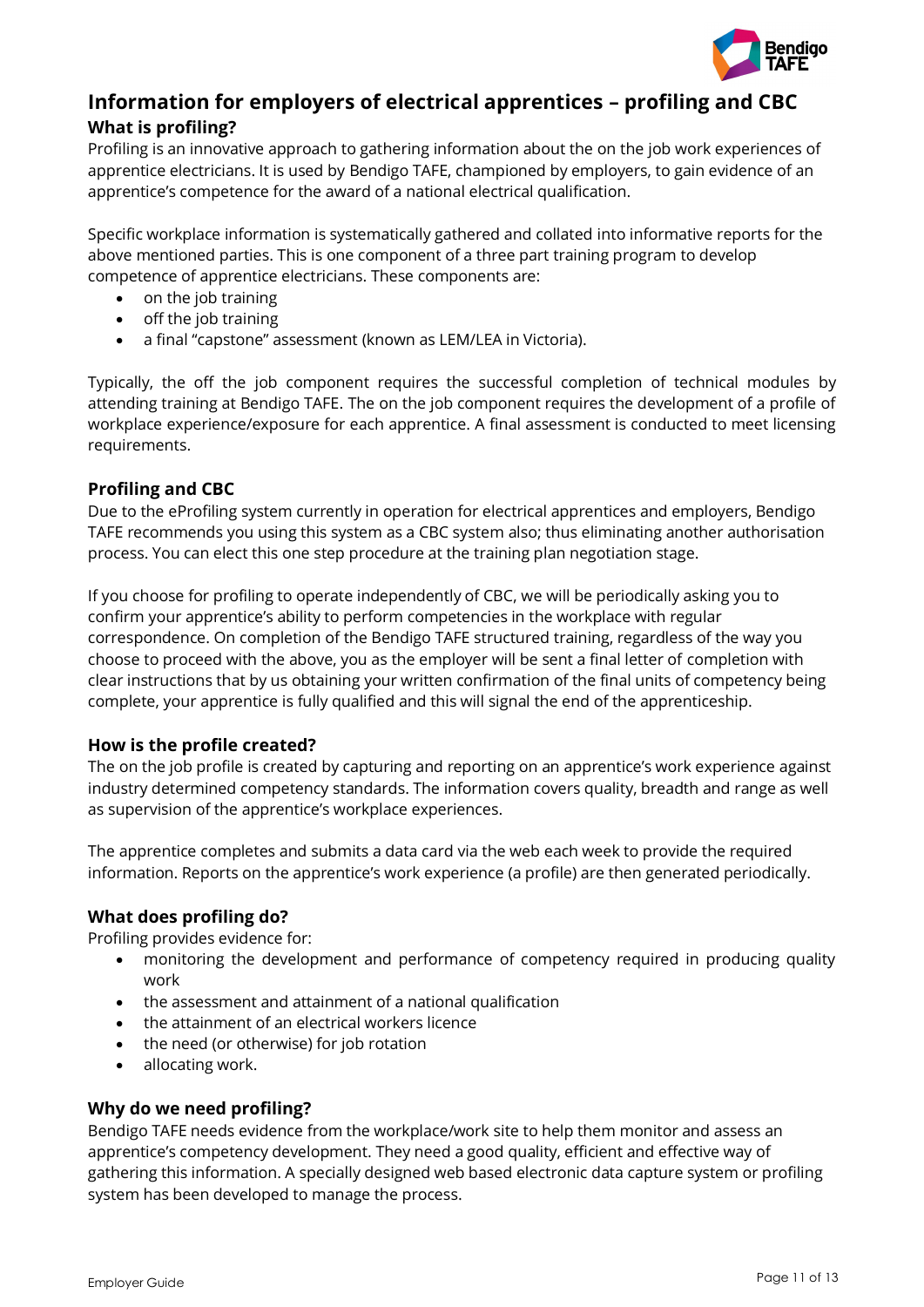# Information for employers of electrical apprentices – profiling and CBC

## What is profiling?

Profiling is an innovative approach to gathering information about the on the job work experiences of apprentice electricians. It is used by Bendigo TAFE, championed by employers, to gain evidence of an apprentice's competence for the award of a national electrical qualification.

Specific workplace information is systematically gathered and collated into informative reports for the above mentioned parties. This is one component of a three part training program to develop competence of apprentice electricians. These components are:

- on the job training
- off the job training
- a final "capstone" assessment (known as LEM/LEA in Victoria).

Typically, the off the job component requires the successful completion of technical modules by attending training at Bendigo TAFE. The on the job component requires the development of a profile of workplace experience/exposure for each apprentice. A final assessment is conducted to meet licensing requirements.

### Profiling and CBC

Due to the eProfiling system currently in operation for electrical apprentices and employers, Bendigo TAFE recommends you using this system as a CBC system also; thus eliminating another authorisation process. You can elect this one step procedure at the training plan negotiation stage.

If you choose for profiling to operate independently of CBC, we will be periodically asking you to confirm your apprentice's ability to perform competencies in the workplace with regular correspondence. On completion of the Bendigo TAFE structured training, regardless of the way you choose to proceed with the above, you as the employer will be sent a final letter of completion with clear instructions that by us obtaining your written confirmation of the final units of competency being complete, your apprentice is fully qualified and this will signal the end of the apprenticeship.

### How is the profile created?

The on the job profile is created by capturing and reporting on an apprentice's work experience against industry determined competency standards. The information covers quality, breadth and range as well as supervision of the apprentice's workplace experiences.

The apprentice completes and submits a data card via the web each week to provide the required information. Reports on the apprentice's work experience (a profile) are then generated periodically.

### What does profiling do?

Profiling provides evidence for:

- monitoring the development and performance of competency required in producing quality work
- the assessment and attainment of a national qualification
- the attainment of an electrical workers licence
- the need (or otherwise) for job rotation
- allocating work.

### Why do we need profiling?

Bendigo TAFE needs evidence from the workplace/work site to help them monitor and assess an apprentice's competency development. They need a good quality, efficient and effective way of gathering this information. A specially designed web based electronic data capture system or profiling system has been developed to manage the process.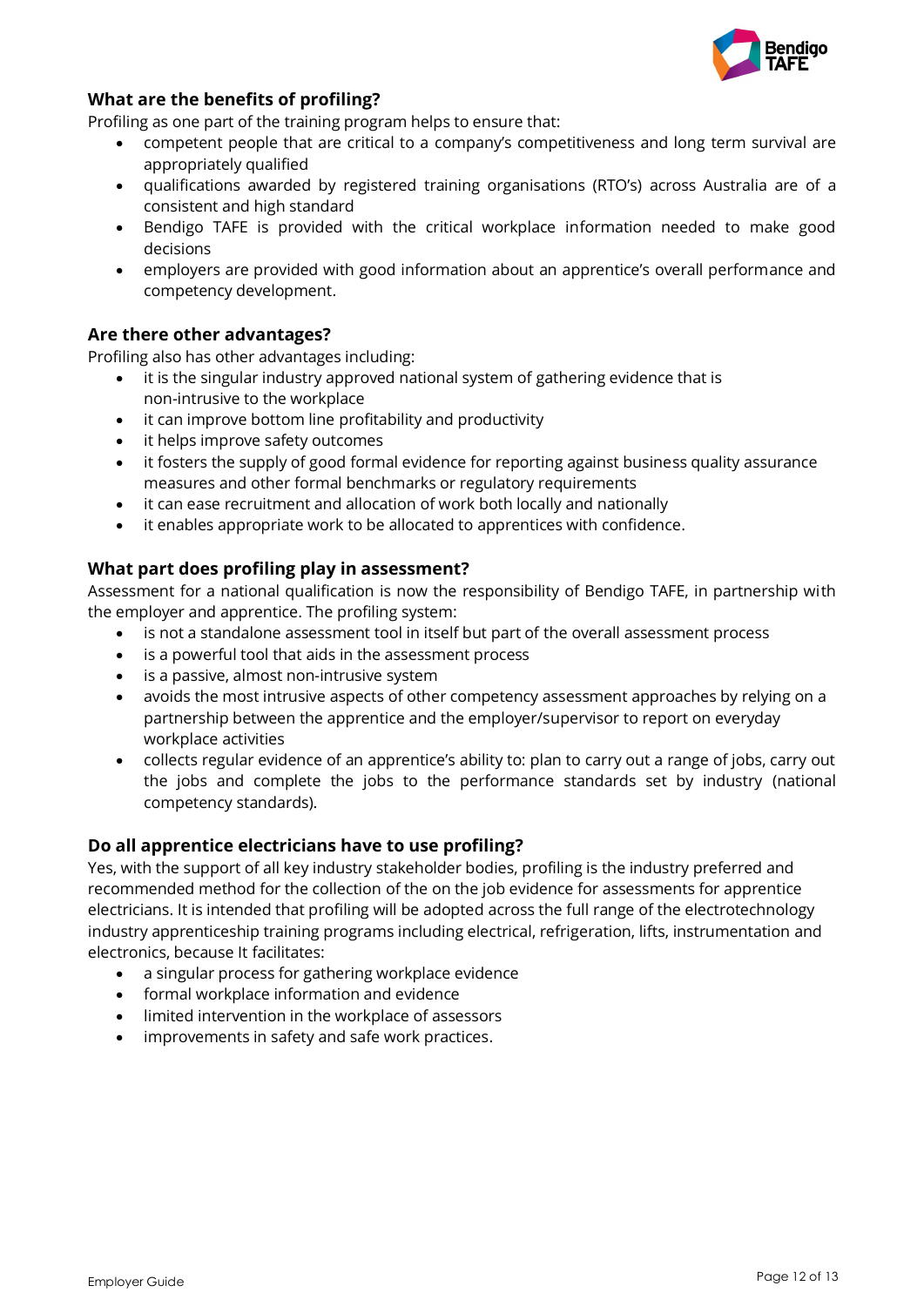## What are the benefits of profiling?

Profiling as one part of the training program helps to ensure that:

- competent people that are critical to a company's competitiveness and long term survival are appropriately qualified
- qualifications awarded by registered training organisations (RTO's) across Australia are of a consistent and high standard
- Bendigo TAFE is provided with the critical workplace information needed to make good decisions
- employers are provided with good information about an apprentice's overall performance and competency development.

## Are there other advantages?

Profiling also has other advantages including:

- it is the singular industry approved national system of gathering evidence that is non-intrusive to the workplace
- it can improve bottom line profitability and productivity
- it helps improve safety outcomes
- it fosters the supply of good formal evidence for reporting against business quality assurance measures and other formal benchmarks or regulatory requirements
- it can ease recruitment and allocation of work both locally and nationally
- it enables appropriate work to be allocated to apprentices with confidence.

## What part does profiling play in assessment?

Assessment for a national qualification is now the responsibility of Bendigo TAFE, in partnership with the employer and apprentice. The profiling system:

- is not a standalone assessment tool in itself but part of the overall assessment process
- is a powerful tool that aids in the assessment process
- is a passive, almost non-intrusive system
- avoids the most intrusive aspects of other competency assessment approaches by relying on a partnership between the apprentice and the employer/supervisor to report on everyday workplace activities
- collects regular evidence of an apprentice's ability to: plan to carry out a range of jobs, carry out the jobs and complete the jobs to the performance standards set by industry (national competency standards).

## Do all apprentice electricians have to use profiling?

Yes, with the support of all key industry stakeholder bodies, profiling is the industry preferred and recommended method for the collection of the on the job evidence for assessments for apprentice electricians. It is intended that profiling will be adopted across the full range of the electrotechnology industry apprenticeship training programs including electrical, refrigeration, lifts, instrumentation and electronics, because It facilitates:

- a singular process for gathering workplace evidence
- formal workplace information and evidence
- limited intervention in the workplace of assessors
- improvements in safety and safe work practices.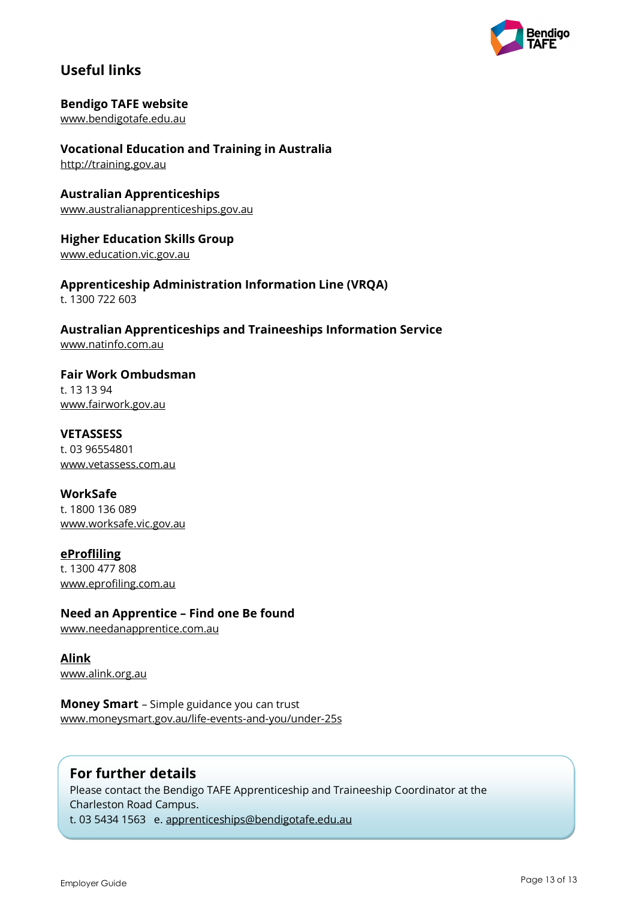## Useful links

**Bendigo TAFE website**
www.bendigotafe.edu.au

**Vocational Education and Training in Australia**
http://training.gov.au

**Australian Apprenticeships**
www.australianapprenticeships.gov.au

**Higher Education Skills Group**
www.education.vic.gov.au

**Apprenticeship Administration Information Line (VRQA)**
t. 1300 722 603

**Australian Apprenticeships and Traineeships Information Service**
www.natinfo.com.au

**Fair Work Ombudsman**
t. 13 13 94
www.fairwork.gov.au

**VETASSESS**
t. 03 96554801
www.vetassess.com.au

**WorkSafe**
t. 1800 136 089
www.worksafe.vic.gov.au

**eProfliling**
t. 1300 477 808
www.eprofiling.com.au

**Need an Apprentice – Find one Be found**
www.needanapprentice.com.au

**Alink**
www.alink.org.au

**Money Smart** – Simple guidance you can trust
www.moneysmart.gov.au/life-events-and-you/under-25s

### For further details

Please contact the Bendigo TAFE Apprenticeship and Traineeship Coordinator at the Charleston Road Campus.
t. 03 5434 1563 e. apprenticeships@bendigotafe.edu.au